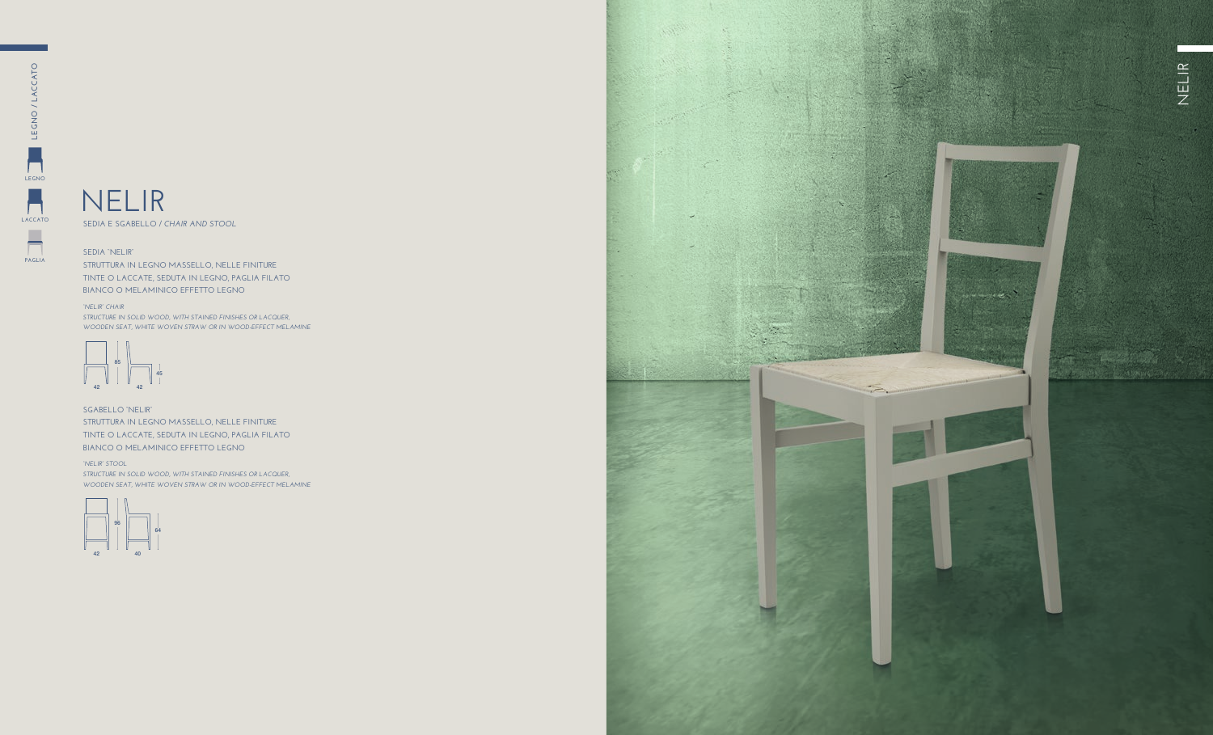LEGNO / LACCATO

LEGNO

LACCATO

PAGLIA

# NELIR

SEDIA E SGABELLO / *CHAIR AND STOOL*

SEDIA 'NELIR'
STRUTTURA IN LEGNO MASSELLO, NELLE FINITURE TINTE O LACCATE, SEDUTA IN LEGNO, PAGLIA FILATO BIANCO O MELAMINICO EFFETTO LEGNO

*'NELIR' CHAIR*
*STRUCTURE IN SOLID WOOD, WITH STAINED FINISHES OR LACQUER, WOODEN SEAT, WHITE WOVEN STRAW OR IN WOOD-EFFECT MELAMINE*

42 85 42 45

SGABELLO 'NELIR'
STRUTTURA IN LEGNO MASSELLO, NELLE FINITURE TINTE O LACCATE, SEDUTA IN LEGNO, PAGLIA FILATO BIANCO O MELAMINICO EFFETTO LEGNO

*'NELIR' STOOL*
*STRUCTURE IN SOLID WOOD, WITH STAINED FINISHES OR LACQUER, WOODEN SEAT, WHITE WOVEN STRAW OR IN WOOD-EFFECT MELAMINE*

42 96 40 64

NELIR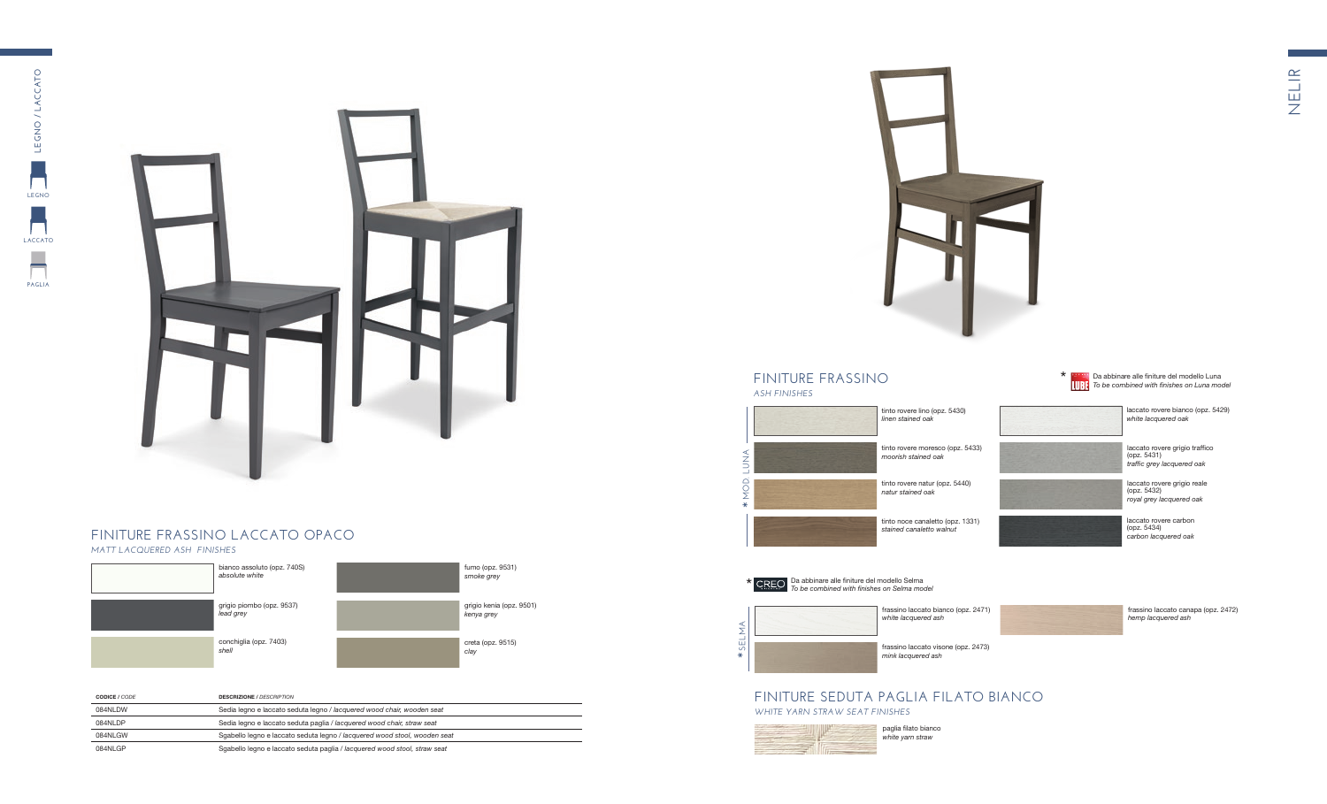LEGNO / LACCATO

LEGNO

LACCATO

PAGLIA

NELIR

## FINITURE FRASSINO LACCATO OPACO

*MATT LACQUERED ASH FINISHES*

bianco assoluto (opz. 740S)
*absolute white*

grigio piombo (opz. 9537)
*lead grey*

conchiglia (opz. 7403)
*shell*

fumo (opz. 9531)
*smoke grey*

grigio kenia (opz. 9501)
*kenya grey*

creta (opz. 9515)
*clay*

| **CODICE** / *CODE* | **DESCRIZIONE** / *DESCRIPTION* |
| --- | --- |
| 084NLDW | Sedia legno e laccato seduta legno / *lacquered wood chair, wooden seat* |
| 084NLDP | Sedia legno e laccato seduta paglia / *lacquered wood chair, straw seat* |
| 084NLGW | Sgabello legno e laccato seduta legno / *lacquered wood stool, wooden seat* |
| 084NLGP | Sgabello legno e laccato seduta paglia / *lacquered wood stool, straw seat* |

## FINITURE FRASSINO

*ASH FINISHES*

\* LUBE Da abbinare alle finiture del modello Luna
*To be combined with finishes on Luna model*

\* MOD LUNA

tinto rovere lino (opz. 5430)
*linen stained oak*

tinto rovere moresco (opz. 5433)
*moorish stained oak*

tinto rovere natur (opz. 5440)
*natur stained oak*

tinto noce canaletto (opz. 1331)
*stained canaletto walnut*

laccato rovere bianco (opz. 5429)
*white lacquered oak*

laccato rovere grigio traffico (opz. 5431)
*traffic grey lacquered oak*

laccato rovere grigio reale (opz. 5432)
*royal grey lacquered oak*

laccato rovere carbon (opz. 5434)
*carbon lacquered oak*

\* CREO Da abbinare alle finiture del modello Selma
*To be combined with finishes on Selma model*

\* SELMA

frassino laccato bianco (opz. 2471)
*white lacquered ash*

frassino laccato visone (opz. 2473)
*mink lacquered ash*

frassino laccato canapa (opz. 2472)
*hemp lacquered ash*

## FINITURE SEDUTA PAGLIA FILATO BIANCO

*WHITE YARN STRAW SEAT FINISHES*

paglia filato bianco
*white yarn straw*